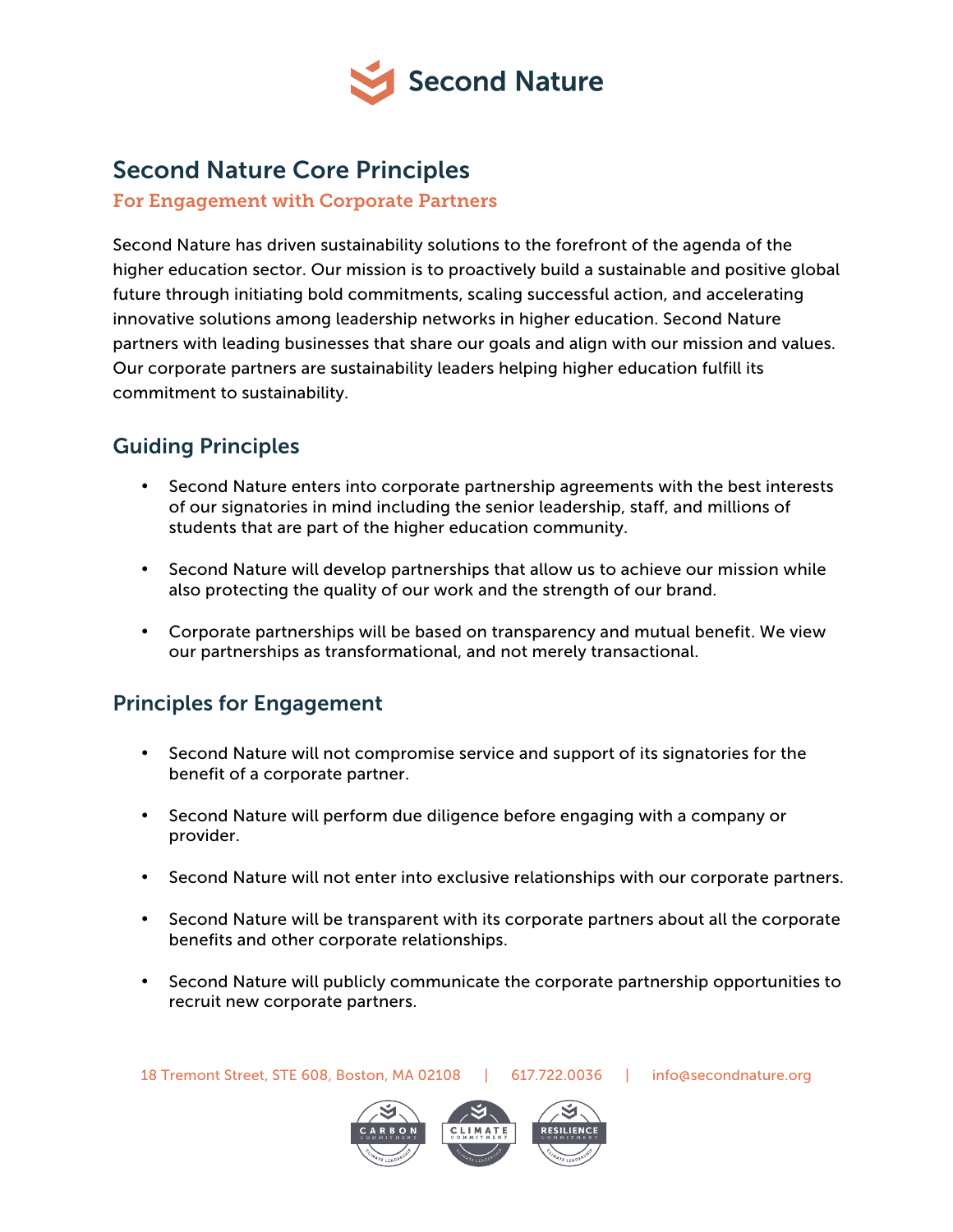Second Nature

# Second Nature Core Principles

## For Engagement with Corporate Partners

Second Nature has driven sustainability solutions to the forefront of the agenda of the higher education sector. Our mission is to proactively build a sustainable and positive global future through initiating bold commitments, scaling successful action, and accelerating innovative solutions among leadership networks in higher education. Second Nature partners with leading businesses that share our goals and align with our mission and values. Our corporate partners are sustainability leaders helping higher education fulfill its commitment to sustainability.

## Guiding Principles

- Second Nature enters into corporate partnership agreements with the best interests of our signatories in mind including the senior leadership, staff, and millions of students that are part of the higher education community.
- Second Nature will develop partnerships that allow us to achieve our mission while also protecting the quality of our work and the strength of our brand.
- Corporate partnerships will be based on transparency and mutual benefit. We view our partnerships as transformational, and not merely transactional.

## Principles for Engagement

- Second Nature will not compromise service and support of its signatories for the benefit of a corporate partner.
- Second Nature will perform due diligence before engaging with a company or provider.
- Second Nature will not enter into exclusive relationships with our corporate partners.
- Second Nature will be transparent with its corporate partners about all the corporate benefits and other corporate relationships.
- Second Nature will publicly communicate the corporate partnership opportunities to recruit new corporate partners.

18 Tremont Street, STE 608, Boston, MA 02108 | 617.722.0036 | info@secondnature.org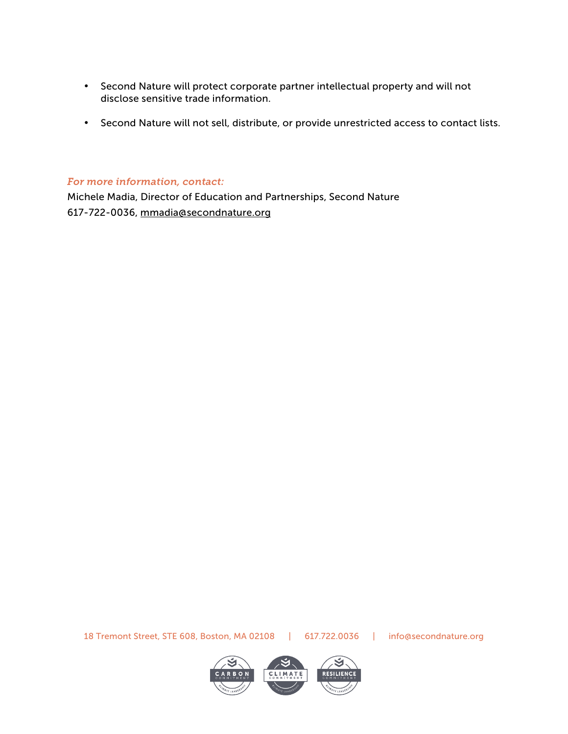- Second Nature will protect corporate partner intellectual property and will not disclose sensitive trade information.
- Second Nature will not sell, distribute, or provide unrestricted access to contact lists.

*For more information, contact:*

Michele Madia, Director of Education and Partnerships, Second Nature
617-722-0036, mmadia@secondnature.org